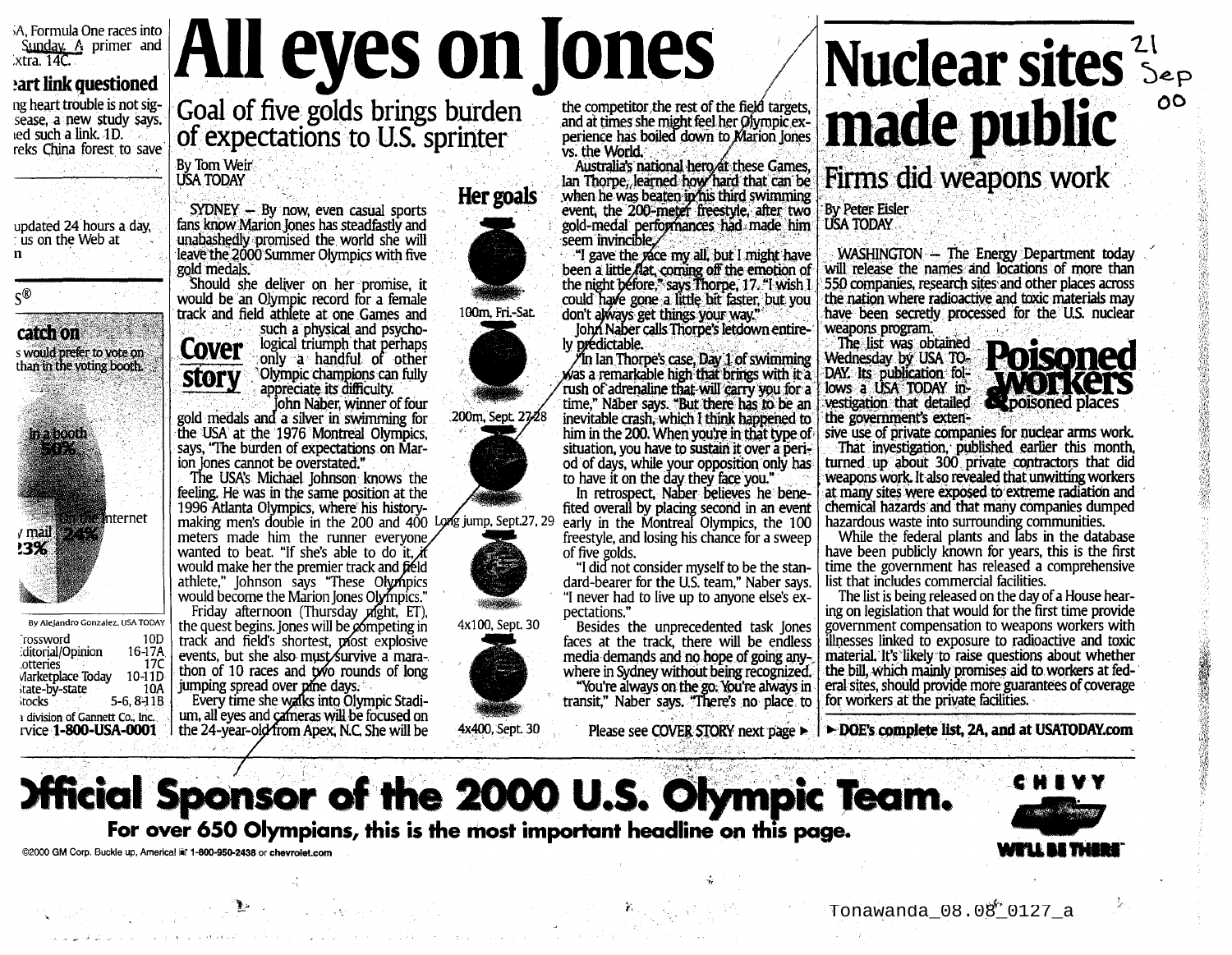# All eyes on Jones

## Goal of five golds brings burden of expectations to U.S. sprinter

By Tom Weir
USA TODAY

SYDNEY — By now, even casual sports fans know Marion Jones has steadfastly and unabashedly promised the world she will leave the 2000 Summer Olympics with five gold medals.

Should she deliver on her promise, it would be an Olympic record for a female track and field athlete at one Games and such a physical and psychological triumph that perhaps only a handful of other Olympic champions can fully appreciate its difficulty.

**Cover story**

John Naber, winner of four gold medals and a silver in swimming for the USA at the 1976 Montreal Olympics, says, "The burden of expectations on Marion Jones cannot be overstated."

The USA's Michael Johnson knows the feeling. He was in the same position at the 1996 Atlanta Olympics, where his history-making men's double in the 200 and 400 meters made him the runner everyone wanted to beat. "If she's able to do it, it would make her the premier track and field athlete," Johnson says. "These Olympics would become the Marion Jones Olympics."

Friday afternoon (Thursday night, ET), the quest begins. Jones will be competing in track and field's shortest, most explosive events, but she also must survive a marathon of 10 races and two rounds of long jumping spread over nine days.

Every time she walks into Olympic Stadium, all eyes and cameras will be focused on the 24-year-old from Apex, N.C. She will be the competitor the rest of the field targets, and at times she might feel her Olympic experience has boiled down to Marion Jones vs. the World.

Australia's national hero at these Games, Ian Thorpe, learned how hard that can be when he was beaten in his third swimming event, the 200-meter freestyle, after two gold-medal performances had made him seem invincible.

"I gave the race my all, but I might have been a little flat, coming off the emotion of the night before," says Thorpe, 17. "I wish I could have gone a little bit faster, but you don't always get things your way."

John Naber calls Thorpe's letdown entirely predictable.

"In Ian Thorpe's case, Day 1 of swimming was a remarkable high that brings with it a rush of adrenaline that will carry you for a time," Naber says. "But there has to be an inevitable crash, which I think happened to him in the 200. When you're in that type of situation, you have to sustain it over a period of days, while your opposition only has to have it on the day they face you."

In retrospect, Naber believes he benefited overall by placing second in an event early in the Montreal Olympics, the 100 freestyle, and losing his chance for a sweep of five golds.

"I did not consider myself to be the standard-bearer for the U.S. team," Naber says. "I never had to live up to anyone else's expectations."

Besides the unprecedented task Jones faces at the track, there will be endless media demands and no hope of going anywhere in Sydney without being recognized.

"You're always on the go. You're always in transit," Naber says. "There's no place to

Please see COVER STORY next page ►

**Her goals**

- 100m, Fri.-Sat.
- 200m, Sept. 27-28
- Long jump, Sept.27, 29
- 4x100, Sept. 30
- 4x400, Sept. 30

# Nuclear sites made public

## Firms did weapons work

By Peter Eisler
USA TODAY

WASHINGTON — The Energy Department today will release the names and locations of more than 550 companies, research sites and other places across the nation where radioactive and toxic materials may have been secretly processed for the U.S. nuclear weapons program.

**Poisoned workers & poisoned places**

The list was obtained Wednesday by USA TODAY. Its publication follows a USA TODAY investigation that detailed the government's extensive use of private companies for nuclear arms work.

That investigation, published earlier this month, turned up about 300 private contractors that did weapons work. It also revealed that unwitting workers at many sites were exposed to extreme radiation and chemical hazards and that many companies dumped hazardous waste into surrounding communities.

While the federal plants and labs in the database have been publicly known for years, this is the first time the government has released a comprehensive list that includes commercial facilities.

The list is being released on the day of a House hearing on legislation that would for the first time provide government compensation to weapons workers with illnesses linked to exposure to radioactive and toxic material. It's likely to raise questions about whether the bill, which mainly promises aid to workers at federal sites, should provide more guarantees of coverage for workers at the private facilities.

► DOE's complete list, 2A, and at USATODAY.com

---

...A, Formula One races into Sunday. A primer and ...xtra. 14C.

**...eart link questioned**

...ng heart trouble is not sig... ...sease, a new study says. ...ed such a link. 1D.
...reks China forest to save

...updated 24 hours a day, ... us on the Web at

**...catch on**

...s would prefer to vote on ... than in the voting booth.

In a booth 50%
Internet 24%
...mail 23%

By Alejandro Gonzalez, USA TODAY

| | |
|---|---|
| Crossword | 10D |
| Editorial/Opinion | 16-17A |
| Lotteries | 17C |
| Marketplace Today | 10-11D |
| State-by-state | 10A |
| Stocks | 5-6, 8-11B |

...a division of Gannett Co., Inc.
...rvice 1-800-USA-0001

---

**Official Sponsor of the 2000 U.S. Olympic Team.**

For over 650 Olympians, this is the most important headline on this page.

©2000 GM Corp. Buckle up, America! 1-800-950-2438 or chevrolet.com

CHEVY WE'LL BE THERE

21 Sep 00

Tonawanda_08.08_0127_a